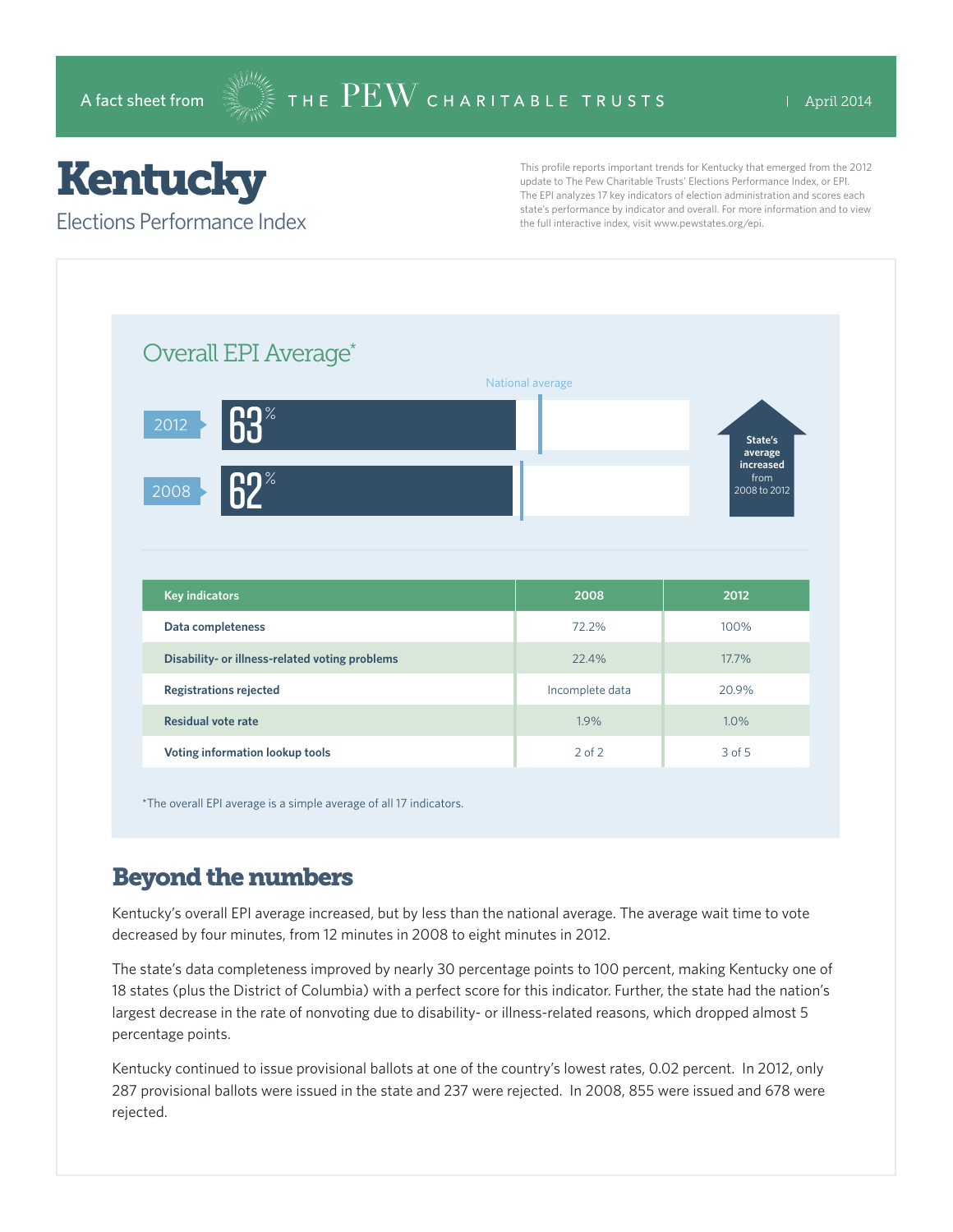A fact sheet from THE PEW CHARITABLE TRUSTS | April 2014

# Kentucky

## Elections Performance Index

This profile reports important trends for Kentucky that emerged from the 2012 update to The Pew Charitable Trusts' Elections Performance Index, or EPI. The EPI analyzes 17 key indicators of election administration and scores each state's performance by indicator and overall. For more information and to view the full interactive index, visit www.pewstates.org/epi.

### Overall EPI Average*

National average

2012: 63%

2008: 62%

State's average increased from 2008 to 2012

| Key indicators | 2008 | 2012 |
|---|---|---|
| Data completeness | 72.2% | 100% |
| Disability- or illness-related voting problems | 22.4% | 17.7% |
| Registrations rejected | Incomplete data | 20.9% |
| Residual vote rate | 1.9% | 1.0% |
| Voting information lookup tools | 2 of 2 | 3 of 5 |

*The overall EPI average is a simple average of all 17 indicators.

## Beyond the numbers

Kentucky's overall EPI average increased, but by less than the national average. The average wait time to vote decreased by four minutes, from 12 minutes in 2008 to eight minutes in 2012.

The state's data completeness improved by nearly 30 percentage points to 100 percent, making Kentucky one of 18 states (plus the District of Columbia) with a perfect score for this indicator. Further, the state had the nation's largest decrease in the rate of nonvoting due to disability- or illness-related reasons, which dropped almost 5 percentage points.

Kentucky continued to issue provisional ballots at one of the country's lowest rates, 0.02 percent. In 2012, only 287 provisional ballots were issued in the state and 237 were rejected. In 2008, 855 were issued and 678 were rejected.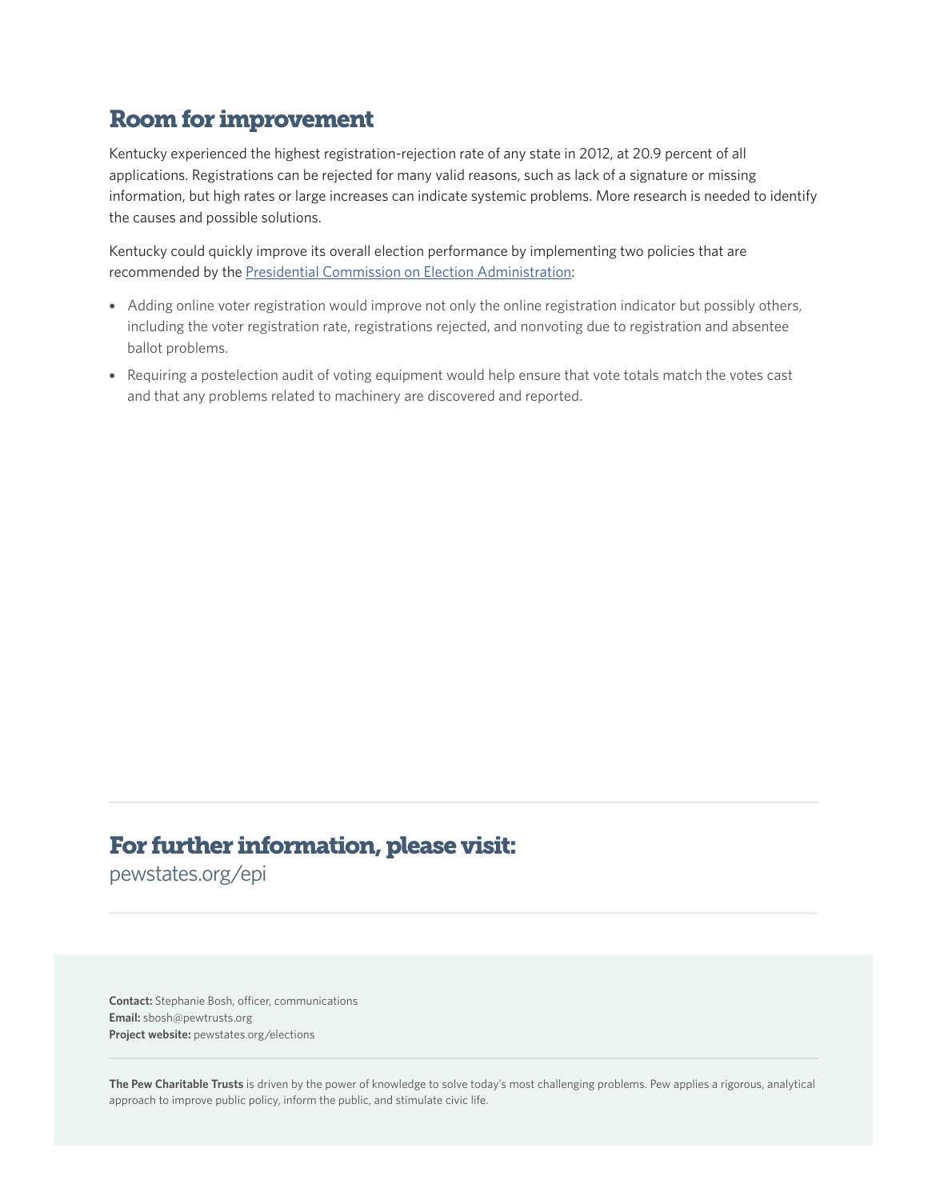## Room for improvement

Kentucky experienced the highest registration-rejection rate of any state in 2012, at 20.9 percent of all applications. Registrations can be rejected for many valid reasons, such as lack of a signature or missing information, but high rates or large increases can indicate systemic problems. More research is needed to identify the causes and possible solutions.

Kentucky could quickly improve its overall election performance by implementing two policies that are recommended by the Presidential Commission on Election Administration:

- Adding online voter registration would improve not only the online registration indicator but possibly others, including the voter registration rate, registrations rejected, and nonvoting due to registration and absentee ballot problems.
- Requiring a postelection audit of voting equipment would help ensure that vote totals match the votes cast and that any problems related to machinery are discovered and reported.

## For further information, please visit:

pewstates.org/epi

**Contact:** Stephanie Bosh, officer, communications
**Email:** sbosh@pewtrusts.org
**Project website:** pewstates.org/elections

**The Pew Charitable Trusts** is driven by the power of knowledge to solve today's most challenging problems. Pew applies a rigorous, analytical approach to improve public policy, inform the public, and stimulate civic life.